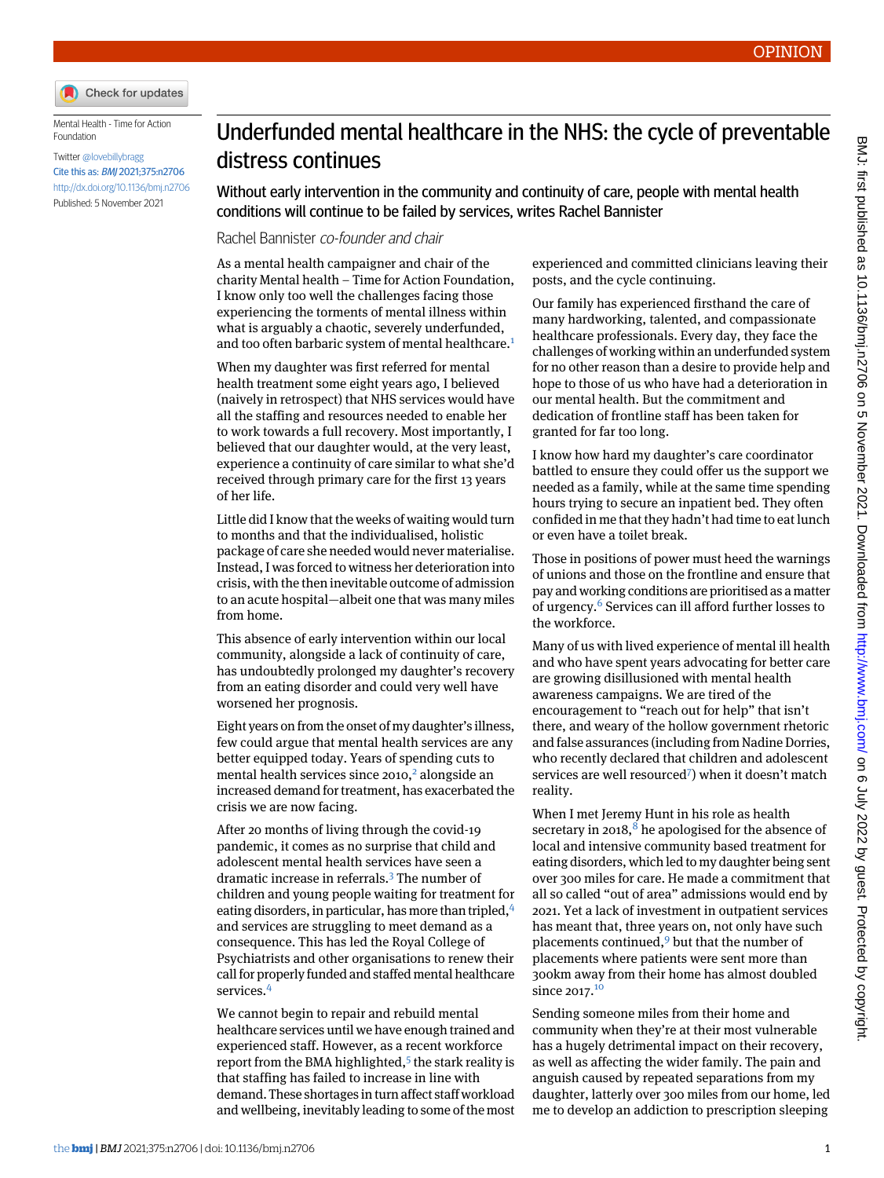OPINION

Mental Health - Time for Action Foundation

Twitter @lovebillybragg

Cite this as: *BMJ* 2021;375:n2706

http://dx.doi.org/10.1136/bmj.n2706

Published: 5 November 2021

# Underfunded mental healthcare in the NHS: the cycle of preventable distress continues

## Without early intervention in the community and continuity of care, people with mental health conditions will continue to be failed by services, writes Rachel Bannister

Rachel Bannister *co-founder and chair*

As a mental health campaigner and chair of the charity Mental health – Time for Action Foundation, I know only too well the challenges facing those experiencing the torments of mental illness within what is arguably a chaotic, severely underfunded, and too often barbaric system of mental healthcare.[1]

When my daughter was first referred for mental health treatment some eight years ago, I believed (naively in retrospect) that NHS services would have all the staffing and resources needed to enable her to work towards a full recovery. Most importantly, I believed that our daughter would, at the very least, experience a continuity of care similar to what she'd received through primary care for the first 13 years of her life.

Little did I know that the weeks of waiting would turn to months and that the individualised, holistic package of care she needed would never materialise. Instead, I was forced to witness her deterioration into crisis, with the then inevitable outcome of admission to an acute hospital—albeit one that was many miles from home.

This absence of early intervention within our local community, alongside a lack of continuity of care, has undoubtedly prolonged my daughter's recovery from an eating disorder and could very well have worsened her prognosis.

Eight years on from the onset of my daughter's illness, few could argue that mental health services are any better equipped today. Years of spending cuts to mental health services since 2010,[2] alongside an increased demand for treatment, has exacerbated the crisis we are now facing.

After 20 months of living through the covid-19 pandemic, it comes as no surprise that child and adolescent mental health services have seen a dramatic increase in referrals.[3] The number of children and young people waiting for treatment for eating disorders, in particular, has more than tripled,[4] and services are struggling to meet demand as a consequence. This has led the Royal College of Psychiatrists and other organisations to renew their call for properly funded and staffed mental healthcare services.[4]

We cannot begin to repair and rebuild mental healthcare services until we have enough trained and experienced staff. However, as a recent workforce report from the BMA highlighted,[5] the stark reality is that staffing has failed to increase in line with demand. These shortages in turn affect staff workload and wellbeing, inevitably leading to some of the most experienced and committed clinicians leaving their posts, and the cycle continuing.

Our family has experienced firsthand the care of many hardworking, talented, and compassionate healthcare professionals. Every day, they face the challenges of working within an underfunded system for no other reason than a desire to provide help and hope to those of us who have had a deterioration in our mental health. But the commitment and dedication of frontline staff has been taken for granted for far too long.

I know how hard my daughter's care coordinator battled to ensure they could offer us the support we needed as a family, while at the same time spending hours trying to secure an inpatient bed. They often confided in me that they hadn't had time to eat lunch or even have a toilet break.

Those in positions of power must heed the warnings of unions and those on the frontline and ensure that pay and working conditions are prioritised as a matter of urgency.[6] Services can ill afford further losses to the workforce.

Many of us with lived experience of mental ill health and who have spent years advocating for better care are growing disillusioned with mental health awareness campaigns. We are tired of the encouragement to "reach out for help" that isn't there, and weary of the hollow government rhetoric and false assurances (including from Nadine Dorries, who recently declared that children and adolescent services are well resourced[7]) when it doesn't match reality.

When I met Jeremy Hunt in his role as health secretary in 2018,[8] he apologised for the absence of local and intensive community based treatment for eating disorders, which led to my daughter being sent over 300 miles for care. He made a commitment that all so called "out of area" admissions would end by 2021. Yet a lack of investment in outpatient services has meant that, three years on, not only have such placements continued,[9] but that the number of placements where patients were sent more than 300km away from their home has almost doubled since 2017.[10]

Sending someone miles from their home and community when they're at their most vulnerable has a hugely detrimental impact on their recovery, as well as affecting the wider family. The pain and anguish caused by repeated separations from my daughter, latterly over 300 miles from our home, led me to develop an addiction to prescription sleeping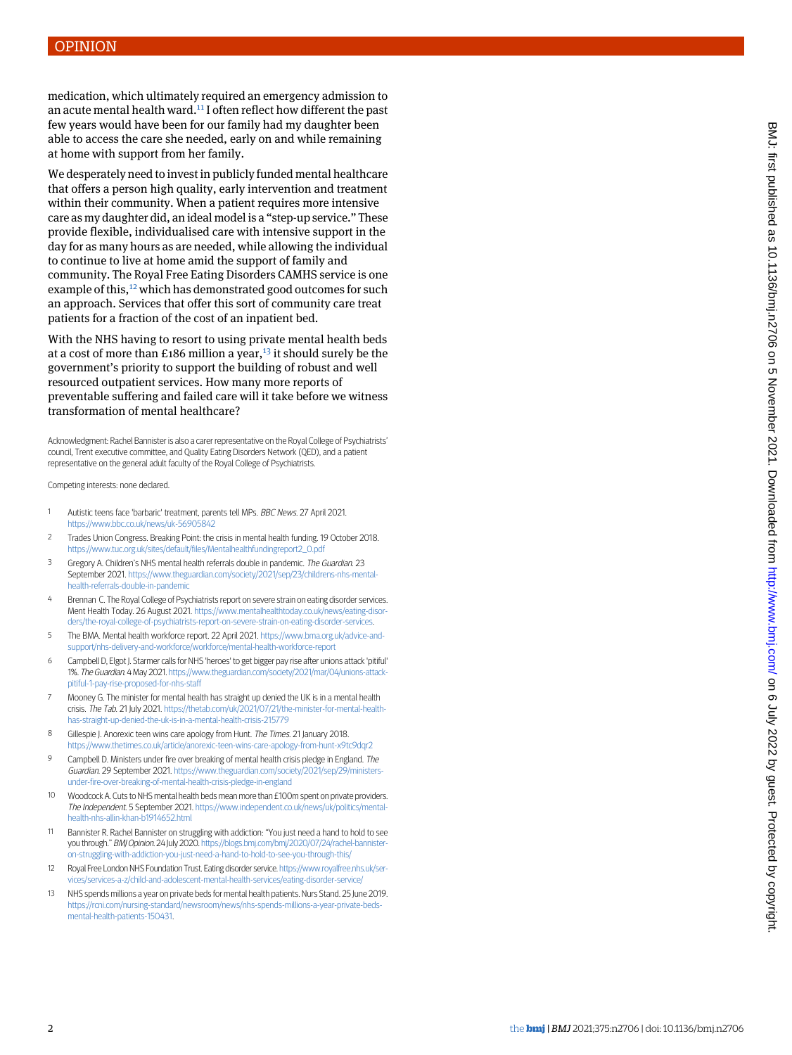medication, which ultimately required an emergency admission to an acute mental health ward.[11] I often reflect how different the past few years would have been for our family had my daughter been able to access the care she needed, early on and while remaining at home with support from her family.

We desperately need to invest in publicly funded mental healthcare that offers a person high quality, early intervention and treatment within their community. When a patient requires more intensive care as my daughter did, an ideal model is a "step-up service." These provide flexible, individualised care with intensive support in the day for as many hours as are needed, while allowing the individual to continue to live at home amid the support of family and community. The Royal Free Eating Disorders CAMHS service is one example of this,[12] which has demonstrated good outcomes for such an approach. Services that offer this sort of community care treat patients for a fraction of the cost of an inpatient bed.

With the NHS having to resort to using private mental health beds at a cost of more than £186 million a year,[13] it should surely be the government's priority to support the building of robust and well resourced outpatient services. How many more reports of preventable suffering and failed care will it take before we witness transformation of mental healthcare?

Acknowledgment: Rachel Bannister is also a carer representative on the Royal College of Psychiatrists' council, Trent executive committee, and Quality Eating Disorders Network (QED), and a patient representative on the general adult faculty of the Royal College of Psychiatrists.

Competing interests: none declared.

1. Autistic teens face 'barbaric' treatment, parents tell MPs. *BBC News*. 27 April 2021. https://www.bbc.co.uk/news/uk-56905842
2. Trades Union Congress. Breaking Point: the crisis in mental health funding. 19 October 2018. https://www.tuc.org.uk/sites/default/files/Mentalhealthfundingreport2_0.pdf
3. Gregory A. Children's NHS mental health referrals double in pandemic. *The Guardian*. 23 September 2021. https://www.theguardian.com/society/2021/sep/23/childrens-nhs-mental-health-referrals-double-in-pandemic
4. Brennan C. The Royal College of Psychiatrists report on severe strain on eating disorder services. Ment Health Today. 26 August 2021. https://www.mentalhealthtoday.co.uk/news/eating-disorders/the-royal-college-of-psychiatrists-report-on-severe-strain-on-eating-disorder-services.
5. The BMA. Mental health workforce report. 22 April 2021. https://www.bma.org.uk/advice-and-support/nhs-delivery-and-workforce/workforce/mental-health-workforce-report
6. Campbell D, Elgot J. Starmer calls for NHS 'heroes' to get bigger pay rise after unions attack 'pitiful' 1%. *The Guardian*. 4 May 2021. https://www.theguardian.com/society/2021/mar/04/unions-attack-pitiful-1-pay-rise-proposed-for-nhs-staff
7. Mooney G. The minister for mental health has straight up denied the UK is in a mental health crisis. *The Tab*. 21 July 2021. https://thetab.com/uk/2021/07/21/the-minister-for-mental-health-has-straight-up-denied-the-uk-is-in-a-mental-health-crisis-215779
8. Gillespie J. Anorexic teen wins care apology from Hunt. *The Times*. 21 January 2018. https://www.thetimes.co.uk/article/anorexic-teen-wins-care-apology-from-hunt-x9tc9dqr2
9. Campbell D. Ministers under fire over breaking of mental health crisis pledge in England. *The Guardian*. 29 September 2021. https://www.theguardian.com/society/2021/sep/29/ministers-under-fire-over-breaking-of-mental-health-crisis-pledge-in-england
10. Woodcock A. Cuts to NHS mental health beds mean more than £100m spent on private providers. *The Independent*. 5 September 2021. https://www.independent.co.uk/news/uk/politics/mental-health-nhs-allin-khan-b1914652.html
11. Bannister R. Rachel Bannister on struggling with addiction: "You just need a hand to hold to see you through." *BMJ Opinion*. 24 July 2020. https://blogs.bmj.com/bmj/2020/07/24/rachel-bannister-on-struggling-with-addiction-you-just-need-a-hand-to-hold-to-see-you-through-this/
12. Royal Free London NHS Foundation Trust. Eating disorder service. https://www.royalfree.nhs.uk/services/services-a-z/child-and-adolescent-mental-health-services/eating-disorder-service/
13. NHS spends millions a year on private beds for mental health patients. Nurs Stand. 25 June 2019. https://rcni.com/nursing-standard/newsroom/news/nhs-spends-millions-a-year-private-beds-mental-health-patients-150431.